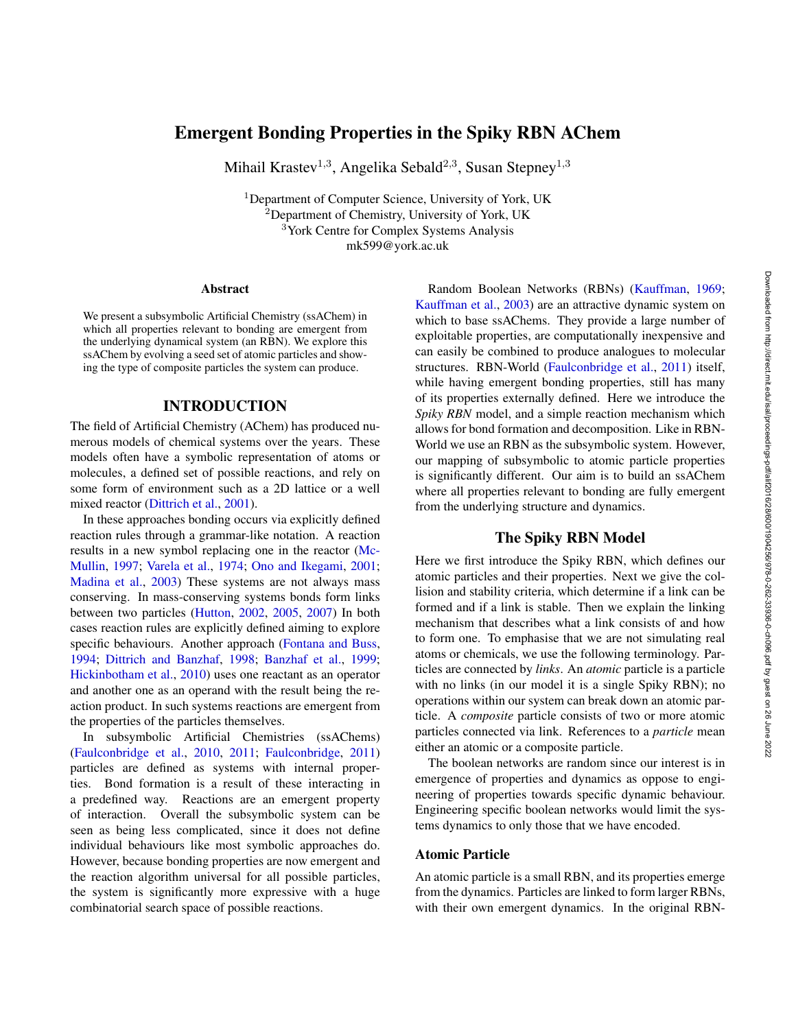# Emergent Bonding Properties in the Spiky RBN AChem

Mihail Krastev[1,3], Angelika Sebald[2,3], Susan Stepney[1,3]

[1]Department of Computer Science, University of York, UK
[2]Department of Chemistry, University of York, UK
[3]York Centre for Complex Systems Analysis
mk599@york.ac.uk

## Abstract

We present a subsymbolic Artificial Chemistry (ssAChem) in which all properties relevant to bonding are emergent from the underlying dynamical system (an RBN). We explore this ssAChem by evolving a seed set of atomic particles and showing the type of composite particles the system can produce.

## INTRODUCTION

The field of Artificial Chemistry (AChem) has produced numerous models of chemical systems over the years. These models often have a symbolic representation of atoms or molecules, a defined set of possible reactions, and rely on some form of environment such as a 2D lattice or a well mixed reactor (Dittrich et al., 2001).

In these approaches bonding occurs via explicitly defined reaction rules through a grammar-like notation. A reaction results in a new symbol replacing one in the reactor (McMullin, 1997; Varela et al., 1974; Ono and Ikegami, 2001; Madina et al., 2003) These systems are not always mass conserving. In mass-conserving systems bonds form links between two particles (Hutton, 2002, 2005, 2007) In both cases reaction rules are explicitly defined aiming to explore specific behaviours. Another approach (Fontana and Buss, 1994; Dittrich and Banzhaf, 1998; Banzhaf et al., 1999; Hickinbotham et al., 2010) uses one reactant as an operator and another one as an operand with the result being the reaction product. In such systems reactions are emergent from the properties of the particles themselves.

In subsymbolic Artificial Chemistries (ssAChems) (Faulconbridge et al., 2010, 2011; Faulconbridge, 2011) particles are defined as systems with internal properties. Bond formation is a result of these interacting in a predefined way. Reactions are an emergent property of interaction. Overall the subsymbolic system can be seen as being less complicated, since it does not define individual behaviours like most symbolic approaches do. However, because bonding properties are now emergent and the reaction algorithm universal for all possible particles, the system is significantly more expressive with a huge combinatorial search space of possible reactions.

Random Boolean Networks (RBNs) (Kauffman, 1969; Kauffman et al., 2003) are an attractive dynamic system on which to base ssAChems. They provide a large number of exploitable properties, are computationally inexpensive and can easily be combined to produce analogues to molecular structures. RBN-World (Faulconbridge et al., 2011) itself, while having emergent bonding properties, still has many of its properties externally defined. Here we introduce the *Spiky RBN* model, and a simple reaction mechanism which allows for bond formation and decomposition. Like in RBN-World we use an RBN as the subsymbolic system. However, our mapping of subsymbolic to atomic particle properties is significantly different. Our aim is to build an ssAChem where all properties relevant to bonding are fully emergent from the underlying structure and dynamics.

## The Spiky RBN Model

Here we first introduce the Spiky RBN, which defines our atomic particles and their properties. Next we give the collision and stability criteria, which determine if a link can be formed and if a link is stable. Then we explain the linking mechanism that describes what a link consists of and how to form one. To emphasise that we are not simulating real atoms or chemicals, we use the following terminology. Particles are connected by *links*. An *atomic* particle is a particle with no links (in our model it is a single Spiky RBN); no operations within our system can break down an atomic particle. A *composite* particle consists of two or more atomic particles connected via link. References to a *particle* mean either an atomic or a composite particle.

The boolean networks are random since our interest is in emergence of properties and dynamics as oppose to engineering of properties towards specific dynamic behaviour. Engineering specific boolean networks would limit the systems dynamics to only those that we have encoded.

### Atomic Particle

An atomic particle is a small RBN, and its properties emerge from the dynamics. Particles are linked to form larger RBNs, with their own emergent dynamics. In the original RBN-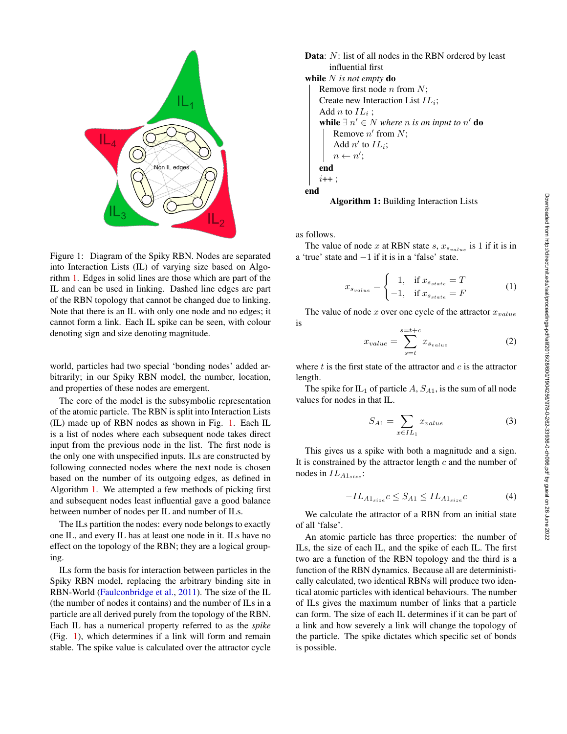IL1

IL4

IL3

IL2

Non IL edges

Figure 1: Diagram of the Spiky RBN. Nodes are separated into Interaction Lists (IL) of varying size based on Algorithm 1. Edges in solid lines are those which are part of the IL and can be used in linking. Dashed line edges are part of the RBN topology that cannot be changed due to linking. Note that there is an IL with only one node and no edges; it cannot form a link. Each IL spike can be seen, with colour denoting sign and size denoting magnitude.

world, particles had two special 'bonding nodes' added arbitrarily; in our Spiky RBN model, the number, location, and properties of these nodes are emergent.

The core of the model is the subsymbolic representation of the atomic particle. The RBN is split into Interaction Lists (IL) made up of RBN nodes as shown in Fig. 1. Each IL is a list of nodes where each subsequent node takes direct input from the previous node in the list. The first node is the only one with unspecified inputs. ILs are constructed by following connected nodes where the next node is chosen based on the number of its outgoing edges, as defined in Algorithm 1. We attempted a few methods of picking first and subsequent nodes least influential gave a good balance between number of nodes per IL and number of ILs.

The ILs partition the nodes: every node belongs to exactly one IL, and every IL has at least one node in it. ILs have no effect on the topology of the RBN; they are a logical grouping.

ILs form the basis for interaction between particles in the Spiky RBN model, replacing the arbitrary binding site in RBN-World (Faulconbridge et al., 2011). The size of the IL (the number of nodes it contains) and the number of ILs in a particle are all derived purely from the topology of the RBN. Each IL has a numerical property referred to as the *spike* (Fig. 1), which determines if a link will form and remain stable. The spike value is calculated over the attractor cycle

```
Data: N: list of all nodes in the RBN ordered by least
      influential first
while N is not empty do
    Remove first node n from N;
    Create new Interaction List IL_i;
    Add n to IL_i ;
    while ∃ n' ∈ N where n is an input to n' do
        Remove n' from N;
        Add n' to IL_i;
        n ← n';
    end
    i++ ;
end
```

**Algorithm 1:** Building Interaction Lists

as follows.

The value of node $x$ at RBN state $s$, $x_{s_{value}}$ is 1 if it is in a 'true' state and $-1$ if it is in a 'false' state.

$$x_{s_{value}} = \begin{cases} 1, & \text{if } x_{s_{state}} = T \\ -1, & \text{if } x_{s_{state}} = F \end{cases} \tag{1}$$

The value of node $x$ over one cycle of the attractor $x_{value}$ is

$$x_{value} = \sum_{s=t}^{s=t+c} x_{s_{value}} \tag{2}$$

where $t$ is the first state of the attractor and $c$ is the attractor length.

The spike for $\text{IL}_1$ of particle $A$, $S_{A1}$, is the sum of all node values for nodes in that IL.

$$S_{A1} = \sum_{x \in IL_1} x_{value} \tag{3}$$

This gives us a spike with both a magnitude and a sign. It is constrained by the attractor length $c$ and the number of nodes in $IL_{A1_{size}}$:

$$-IL_{A1_{size}} c \leq S_{A1} \leq IL_{A1_{size}} c \tag{4}$$

We calculate the attractor of a RBN from an initial state of all 'false'.

An atomic particle has three properties: the number of ILs, the size of each IL, and the spike of each IL. The first two are a function of the RBN topology and the third is a function of the RBN dynamics. Because all are deterministically calculated, two identical RBNs will produce two identical atomic particles with identical behaviours. The number of ILs gives the maximum number of links that a particle can form. The size of each IL determines if it can be part of a link and how severely a link will change the topology of the particle. The spike dictates which specific set of bonds is possible.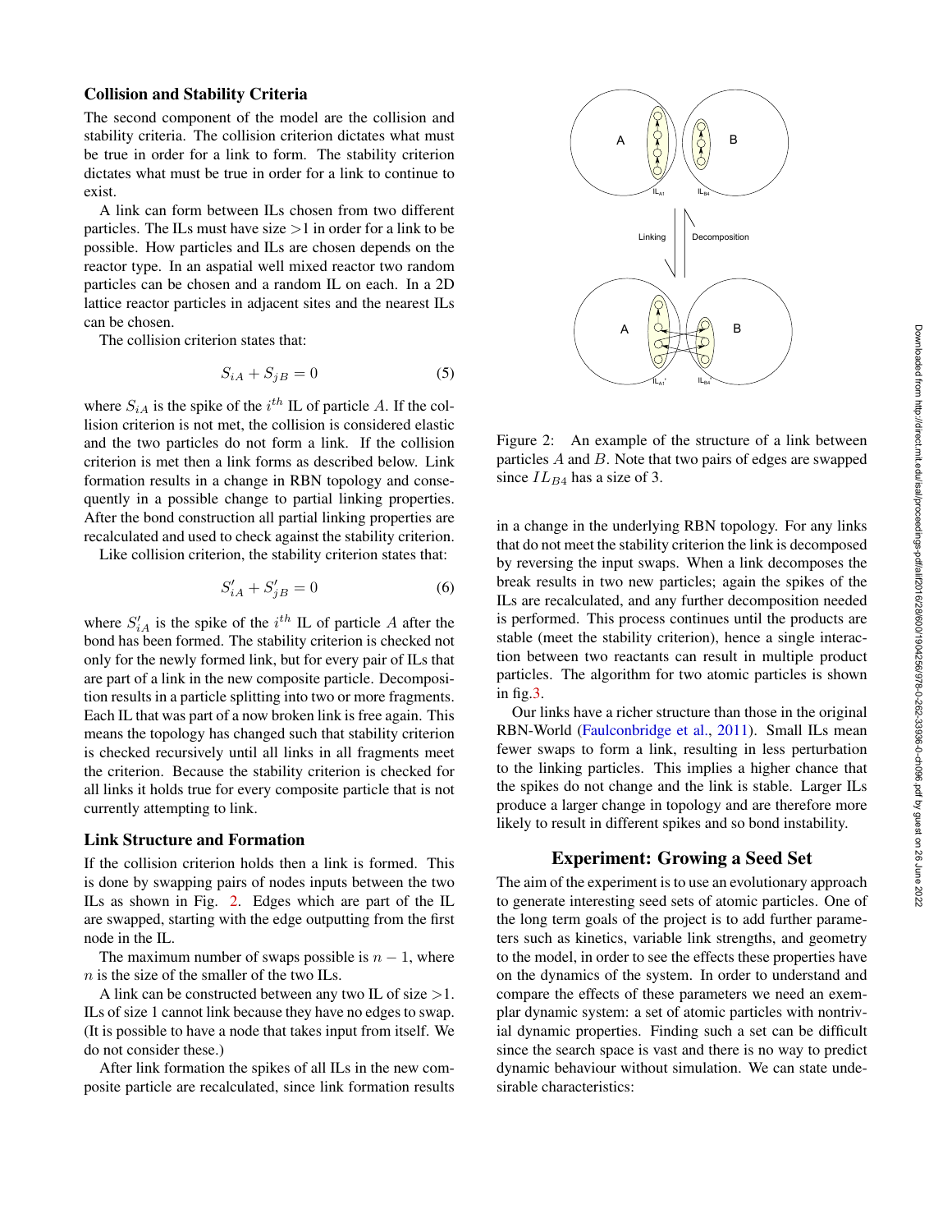### Collision and Stability Criteria

The second component of the model are the collision and stability criteria. The collision criterion dictates what must be true in order for a link to form. The stability criterion dictates what must be true in order for a link to continue to exist.

A link can form between ILs chosen from two different particles. The ILs must have size >1 in order for a link to be possible. How particles and ILs are chosen depends on the reactor type. In an aspatial well mixed reactor two random particles can be chosen and a random IL on each. In a 2D lattice reactor particles in adjacent sites and the nearest ILs can be chosen.

The collision criterion states that:

$$S_{iA} + S_{jB} = 0 \tag{5}$$

where $S_{iA}$ is the spike of the $i^{th}$ IL of particle $A$. If the collision criterion is not met, the collision is considered elastic and the two particles do not form a link. If the collision criterion is met then a link forms as described below. Link formation results in a change in RBN topology and consequently in a possible change to partial linking properties. After the bond construction all partial linking properties are recalculated and used to check against the stability criterion.

Like collision criterion, the stability criterion states that:

$$S'_{iA} + S'_{jB} = 0 \tag{6}$$

where $S'_{iA}$ is the spike of the $i^{th}$ IL of particle $A$ after the bond has been formed. The stability criterion is checked not only for the newly formed link, but for every pair of ILs that are part of a link in the new composite particle. Decomposition results in a particle splitting into two or more fragments. Each IL that was part of a now broken link is free again. This means the topology has changed such that stability criterion is checked recursively until all links in all fragments meet the criterion. Because the stability criterion is checked for all links it holds true for every composite particle that is not currently attempting to link.

### Link Structure and Formation

If the collision criterion holds then a link is formed. This is done by swapping pairs of nodes inputs between the two ILs as shown in Fig. 2. Edges which are part of the IL are swapped, starting with the edge outputting from the first node in the IL.

The maximum number of swaps possible is $n - 1$, where $n$ is the size of the smaller of the two ILs.

A link can be constructed between any two IL of size >1. ILs of size 1 cannot link because they have no edges to swap. (It is possible to have a node that takes input from itself. We do not consider these.)

After link formation the spikes of all ILs in the new composite particle are recalculated, since link formation results in a change in the underlying RBN topology. For any links that do not meet the stability criterion the link is decomposed by reversing the input swaps. When a link decomposes the break results in two new particles; again the spikes of the ILs are recalculated, and any further decomposition needed is performed. This process continues until the products are stable (meet the stability criterion), hence a single interaction between two reactants can result in multiple product particles. The algorithm for two atomic particles is shown in fig.3.

A
B
$IL_{A1}$
$IL_{B4}$
Linking
Decomposition
A
B
$IL_{A1'}$
$IL_{B4}$

Figure 2: An example of the structure of a link between particles $A$ and $B$. Note that two pairs of edges are swapped since $IL_{B4}$ has a size of 3.

Our links have a richer structure than those in the original RBN-World (Faulconbridge et al., 2011). Small ILs mean fewer swaps to form a link, resulting in less perturbation to the linking particles. This implies a higher chance that the spikes do not change and the link is stable. Larger ILs produce a larger change in topology and are therefore more likely to result in different spikes and so bond instability.

## Experiment: Growing a Seed Set

The aim of the experiment is to use an evolutionary approach to generate interesting seed sets of atomic particles. One of the long term goals of the project is to add further parameters such as kinetics, variable link strengths, and geometry to the model, in order to see the effects these properties have on the dynamics of the system. In order to understand and compare the effects of these parameters we need an exemplar dynamic system: a set of atomic particles with nontrivial dynamic properties. Finding such a set can be difficult since the search space is vast and there is no way to predict dynamic behaviour without simulation. We can state undesirable characteristics: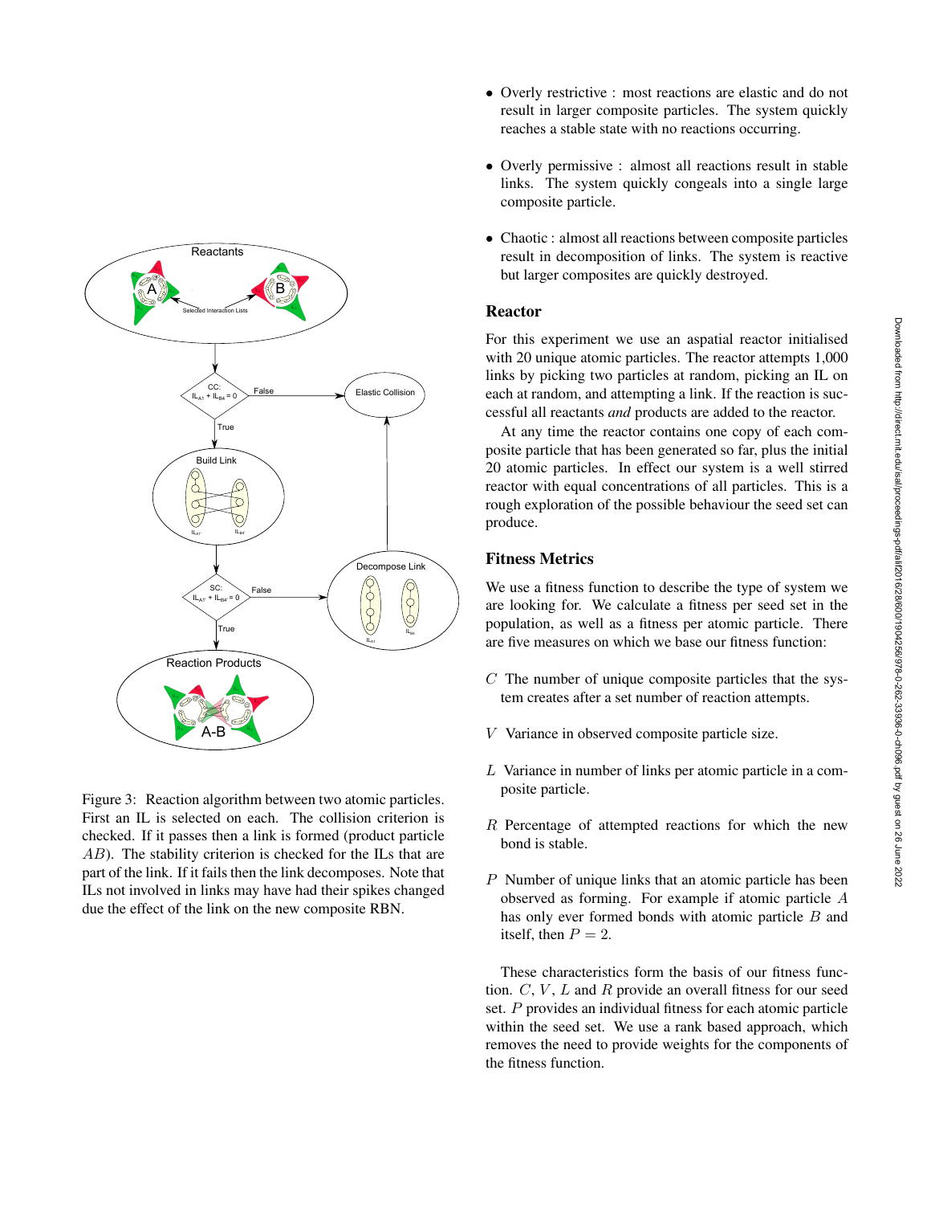- Overly restrictive : most reactions are elastic and do not result in larger composite particles. The system quickly reaches a stable state with no reactions occurring.
- Overly permissive : almost all reactions result in stable links. The system quickly congeals into a single large composite particle.
- Chaotic : almost all reactions between composite particles result in decomposition of links. The system is reactive but larger composites are quickly destroyed.

Reactants

Selected Interaction Lists

CC: $IL_{A1} + IL_{B4} = 0$

False

Elastic Collision

True

Build Link

SC: $IL_{A1'} + IL_{B4'} = 0$

False

Decompose Link

True

Reaction Products

A-B

Figure 3: Reaction algorithm between two atomic particles. First an IL is selected on each. The collision criterion is checked. If it passes then a link is formed (product particle $AB$). The stability criterion is checked for the ILs that are part of the link. If it fails then the link decomposes. Note that ILs not involved in links may have had their spikes changed due the effect of the link on the new composite RBN.

## Reactor

For this experiment we use an aspatial reactor initialised with 20 unique atomic particles. The reactor attempts 1,000 links by picking two particles at random, picking an IL on each at random, and attempting a link. If the reaction is successful all reactants *and* products are added to the reactor.

At any time the reactor contains one copy of each composite particle that has been generated so far, plus the initial 20 atomic particles. In effect our system is a well stirred reactor with equal concentrations of all particles. This is a rough exploration of the possible behaviour the seed set can produce.

## Fitness Metrics

We use a fitness function to describe the type of system we are looking for. We calculate a fitness per seed set in the population, as well as a fitness per atomic particle. There are five measures on which we base our fitness function:

$C$ The number of unique composite particles that the system creates after a set number of reaction attempts.

$V$ Variance in observed composite particle size.

$L$ Variance in number of links per atomic particle in a composite particle.

$R$ Percentage of attempted reactions for which the new bond is stable.

$P$ Number of unique links that an atomic particle has been observed as forming. For example if atomic particle $A$ has only ever formed bonds with atomic particle $B$ and itself, then $P = 2$.

These characteristics form the basis of our fitness function. $C$, $V$, $L$ and $R$ provide an overall fitness for our seed set. $P$ provides an individual fitness for each atomic particle within the seed set. We use a rank based approach, which removes the need to provide weights for the components of the fitness function.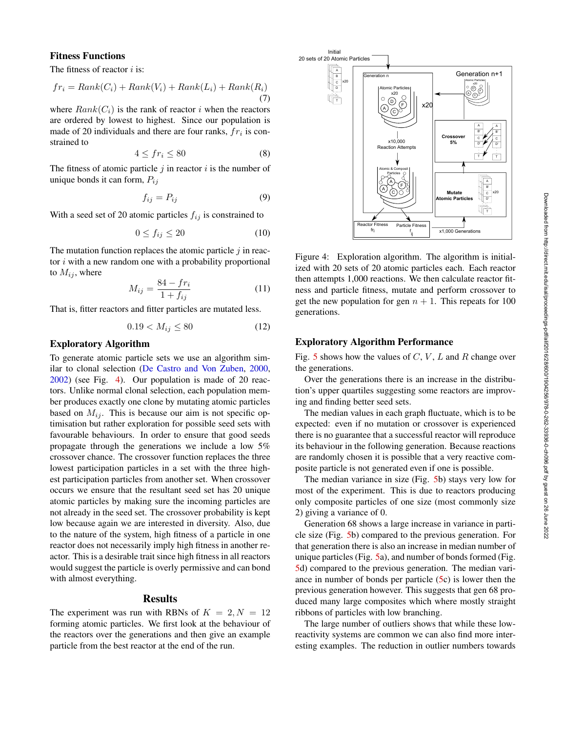### Fitness Functions

The fitness of reactor $i$ is:

$$fr_i = Rank(C_i) + Rank(V_i) + Rank(L_i) + Rank(R_i) \tag{7}$$

where $Rank(C_i)$ is the rank of reactor $i$ when the reactors are ordered by lowest to highest. Since our population is made of 20 individuals and there are four ranks, $fr_i$ is constrained to

$$4 \leq fr_i \leq 80 \tag{8}$$

The fitness of atomic particle $j$ in reactor $i$ is the number of unique bonds it can form, $P_{ij}$

$$f_{ij} = P_{ij} \tag{9}$$

With a seed set of 20 atomic particles $f_{ij}$ is constrained to

$$0 \leq f_{ij} \leq 20 \tag{10}$$

The mutation function replaces the atomic particle $j$ in reactor $i$ with a new random one with a probability proportional to $M_{ij}$, where

$$M_{ij} = \frac{84 - fr_i}{1 + f_{ij}} \tag{11}$$

That is, fitter reactors and fitter particles are mutated less.

$$0.19 < M_{ij} \leq 80 \tag{12}$$

### Exploratory Algorithm

To generate atomic particle sets we use an algorithm similar to clonal selection (De Castro and Von Zuben, 2000, 2002) (see Fig. 4). Our population is made of 20 reactors. Unlike normal clonal selection, each population member produces exactly one clone by mutating atomic particles based on $M_{ij}$. This is because our aim is not specific optimisation but rather exploration for possible seed sets with favourable behaviours. In order to ensure that good seeds propagate through the generations we include a low 5% crossover chance. The crossover function replaces the three lowest participation particles in a set with the three highest participation particles from another set. When crossover occurs we ensure that the resultant seed set has 20 unique atomic particles by making sure the incoming particles are not already in the seed set. The crossover probability is kept low because again we are interested in diversity. Also, due to the nature of the system, high fitness of a particle in one reactor does not necessarily imply high fitness in another reactor. This is a desirable trait since high fitness in all reactors would suggest the particle is overly permissive and can bond with almost everything.

## Results

The experiment was run with RBNs of $K = 2, N = 12$ forming atomic particles. We first look at the behaviour of the reactors over the generations and then give an example particle from the best reactor at the end of the run.

Initial
20 sets of 20 Atomic Particles
x20
Generation n
Generation n+1
Atomic Particles
x20
x20
x10,000
Reaction Attempts
Atomic & Composit Particles
Crossover
5%
Mutate
Atomic Particles
x20
Reactor Fitness
$fr_i$
Particle Fitness
$f_{ij}$
x1,000 Generations

Figure 4: Exploration algorithm. The algorithm is initialized with 20 sets of 20 atomic particles each. Each reactor then attempts 1,000 reactions. We then calculate reactor fitness and particle fitness, mutate and perform crossover to get the new population for gen $n + 1$. This repeats for 100 generations.

### Exploratory Algorithm Performance

Fig. 5 shows how the values of $C$, $V$, $L$ and $R$ change over the generations.

Over the generations there is an increase in the distribution's upper quartiles suggesting some reactors are improving and finding better seed sets.

The median values in each graph fluctuate, which is to be expected: even if no mutation or crossover is experienced there is no guarantee that a successful reactor will reproduce its behaviour in the following generation. Because reactions are randomly chosen it is possible that a very reactive composite particle is not generated even if one is possible.

The median variance in size (Fig. 5b) stays very low for most of the experiment. This is due to reactors producing only composite particles of one size (most commonly size 2) giving a variance of 0.

Generation 68 shows a large increase in variance in particle size (Fig. 5b) compared to the previous generation. For that generation there is also an increase in median number of unique particles (Fig. 5a), and number of bonds formed (Fig. 5d) compared to the previous generation. The median variance in number of bonds per particle (5c) is lower then the previous generation however. This suggests that gen 68 produced many large composites which where mostly straight ribbons of particles with low branching.

The large number of outliers shows that while these low-reactivity systems are common we can also find more interesting examples. The reduction in outlier numbers towards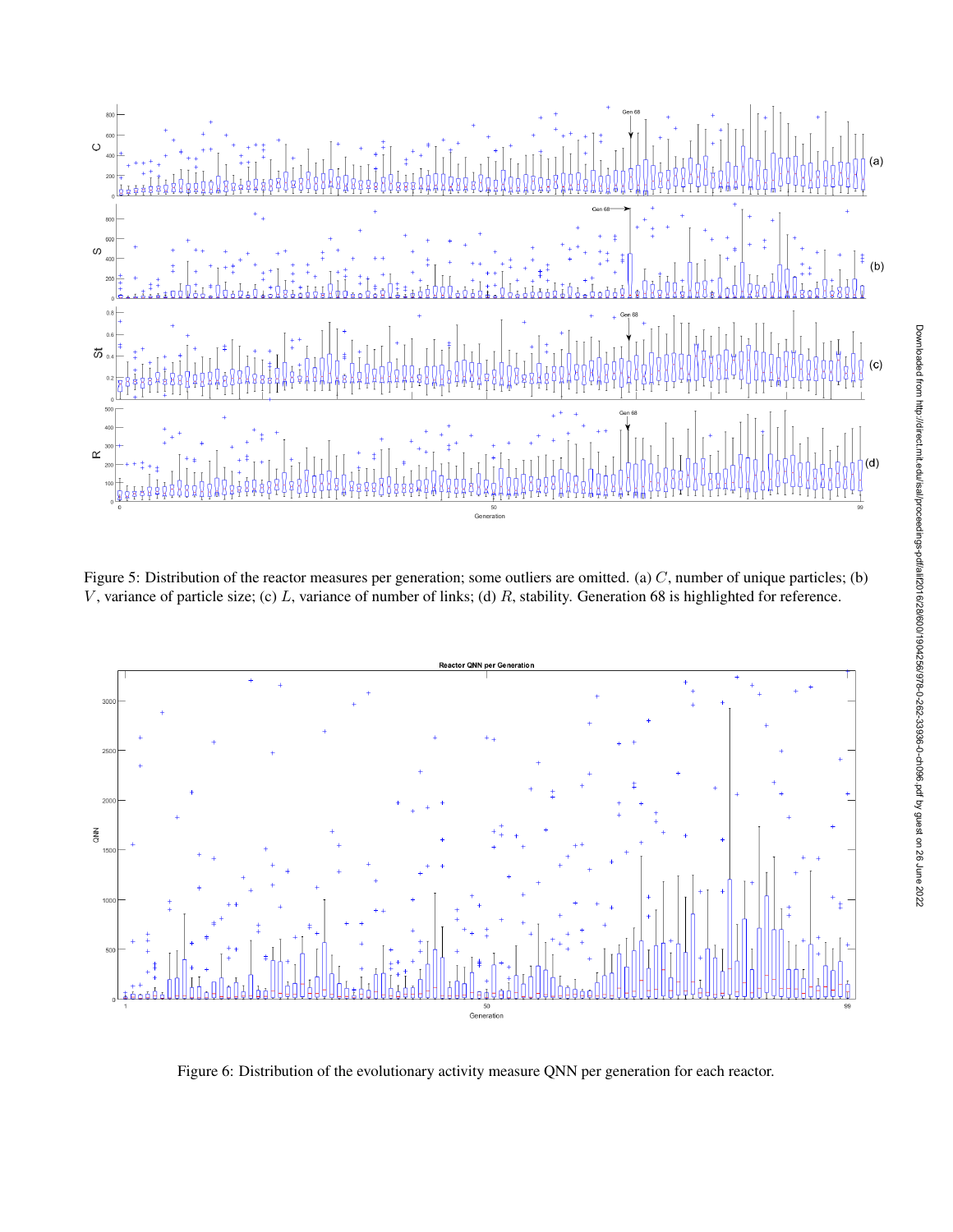C

800
600
400
200
0

Gen 68

(a)

S

800
600
400
200
0

Gen 68

(b)

St

0.8
0.6
0.4
0.2
0

Gen 68

(c)

R

500
400
300
200
100
0

Gen 68

(d)

0
50
99
Generation

Figure 5: Distribution of the reactor measures per generation; some outliers are omitted. (a) $C$, number of unique particles; (b) $V$, variance of particle size; (c) $L$, variance of number of links; (d) $R$, stability. Generation 68 is highlighted for reference.

Reactor QNN per Generation

QNN

3000
2500
2000
1500
1000
500
0

1
50
99
Generation

Figure 6: Distribution of the evolutionary activity measure QNN per generation for each reactor.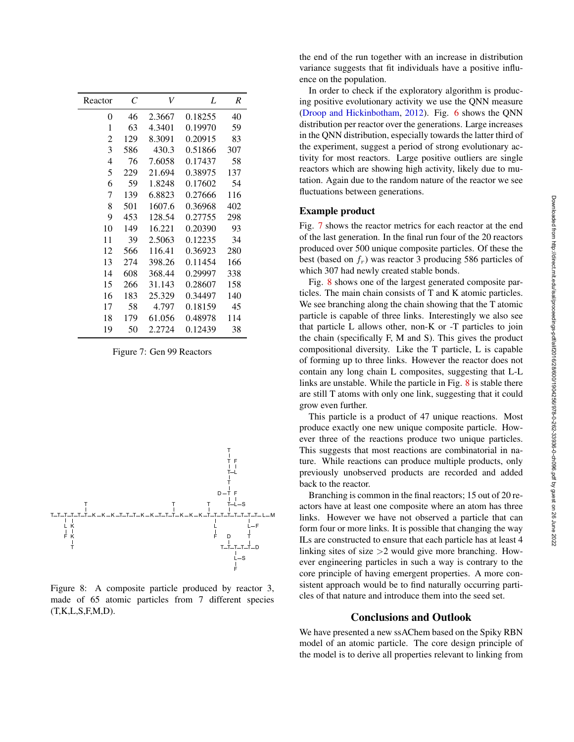| Reactor | $C$ | $V$ | $L$ | $R$ |
|---|---|---|---|---|
| 0 | 46 | 2.3667 | 0.18255 | 40 |
| 1 | 63 | 4.3401 | 0.19970 | 59 |
| 2 | 129 | 8.3091 | 0.20915 | 83 |
| 3 | 586 | 430.3 | 0.51866 | 307 |
| 4 | 76 | 7.6058 | 0.17437 | 58 |
| 5 | 229 | 21.694 | 0.38975 | 137 |
| 6 | 59 | 1.8248 | 0.17602 | 54 |
| 7 | 139 | 6.8823 | 0.27666 | 116 |
| 8 | 501 | 1607.6 | 0.36968 | 402 |
| 9 | 453 | 128.54 | 0.27755 | 298 |
| 10 | 149 | 16.221 | 0.20390 | 93 |
| 11 | 39 | 2.5063 | 0.12235 | 34 |
| 12 | 566 | 116.41 | 0.36923 | 280 |
| 13 | 274 | 398.26 | 0.11454 | 166 |
| 14 | 608 | 368.44 | 0.29997 | 338 |
| 15 | 266 | 31.143 | 0.28607 | 158 |
| 16 | 183 | 25.329 | 0.34497 | 140 |
| 17 | 58 | 4.797 | 0.18159 | 45 |
| 18 | 179 | 61.056 | 0.48978 | 114 |
| 19 | 50 | 2.2724 | 0.12439 | 38 |

Figure 7: Gen 99 Reactors

Figure 8: A composite particle produced by reactor 3, made of 65 atomic particles from 7 different species (T,K,L,S,F,M,D).

the end of the run together with an increase in distribution variance suggests that fit individuals have a positive influence on the population.

In order to check if the exploratory algorithm is producing positive evolutionary activity we use the QNN measure (Droop and Hickinbotham, 2012). Fig. 6 shows the QNN distribution per reactor over the generations. Large increases in the QNN distribution, especially towards the latter third of the experiment, suggest a period of strong evolutionary activity for most reactors. Large positive outliers are single reactors which are showing high activity, likely due to mutation. Again due to the random nature of the reactor we see fluctuations between generations.

### Example product

Fig. 7 shows the reactor metrics for each reactor at the end of the last generation. In the final run four of the 20 reactors produced over 500 unique composite particles. Of these the best (based on $f_r$) was reactor 3 producing 586 particles of which 307 had newly created stable bonds.

Fig. 8 shows one of the largest generated composite particles. The main chain consists of T and K atomic particles. We see branching along the chain showing that the T atomic particle is capable of three links. Interestingly we also see that particle L allows other, non-K or -T particles to join the chain (specifically F, M and S). This gives the product compositional diversity. Like the T particle, L is capable of forming up to three links. However the reactor does not contain any long chain L composites, suggesting that L-L links are unstable. While the particle in Fig. 8 is stable there are still T atoms with only one link, suggesting that it could grow even further.

This particle is a product of 47 unique reactions. Most produce exactly one new unique composite particle. However three of the reactions produce two unique particles. This suggests that most reactions are combinatorial in nature. While reactions can produce multiple products, only previously unobserved products are recorded and added back to the reactor.

Branching is common in the final reactors; 15 out of 20 reactors have at least one composite where an atom has three links. However we have not observed a particle that can form four or more links. It is possible that changing the way ILs are constructed to ensure that each particle has at least 4 linking sites of size $>2$ would give more branching. However engineering particles in such a way is contrary to the core principle of having emergent properties. A more consistent approach would be to find naturally occurring particles of that nature and introduce them into the seed set.

## Conclusions and Outlook

We have presented a new ssAChem based on the Spiky RBN model of an atomic particle. The core design principle of the model is to derive all properties relevant to linking from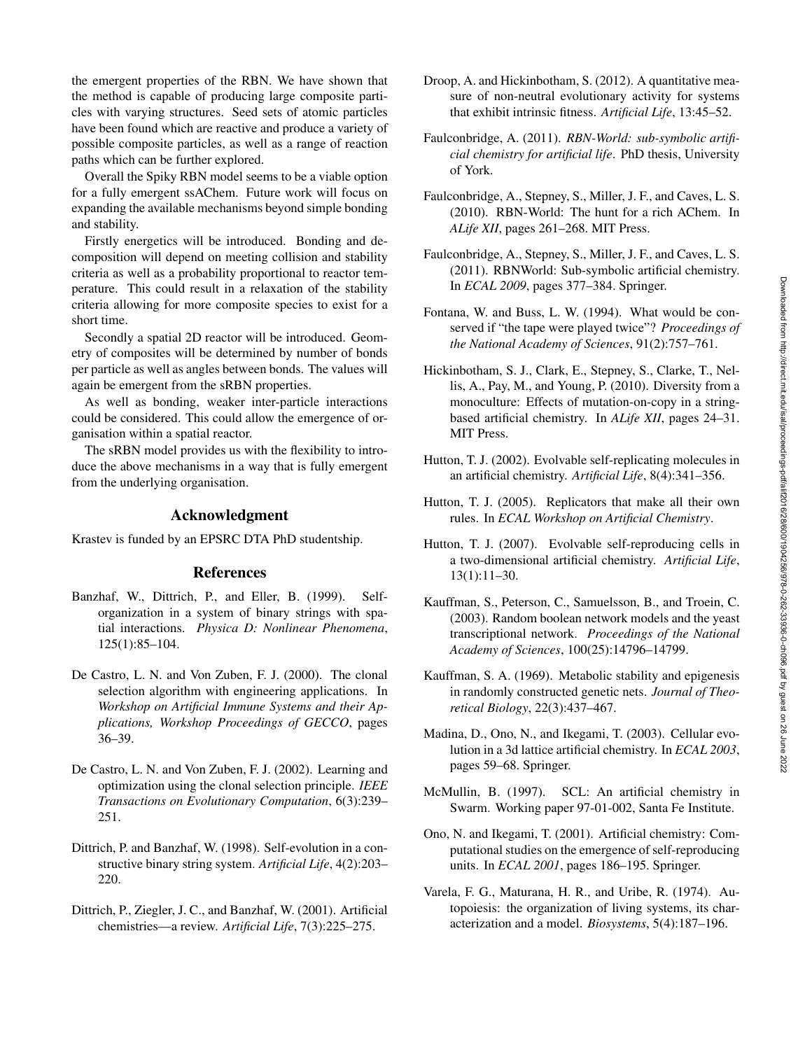the emergent properties of the RBN. We have shown that the method is capable of producing large composite particles with varying structures. Seed sets of atomic particles have been found which are reactive and produce a variety of possible composite particles, as well as a range of reaction paths which can be further explored.

Overall the Spiky RBN model seems to be a viable option for a fully emergent ssAChem. Future work will focus on expanding the available mechanisms beyond simple bonding and stability.

Firstly energetics will be introduced. Bonding and decomposition will depend on meeting collision and stability criteria as well as a probability proportional to reactor temperature. This could result in a relaxation of the stability criteria allowing for more composite species to exist for a short time.

Secondly a spatial 2D reactor will be introduced. Geometry of composites will be determined by number of bonds per particle as well as angles between bonds. The values will again be emergent from the sRBN properties.

As well as bonding, weaker inter-particle interactions could be considered. This could allow the emergence of organisation within a spatial reactor.

The sRBN model provides us with the flexibility to introduce the above mechanisms in a way that is fully emergent from the underlying organisation.

## Acknowledgment

Krastev is funded by an EPSRC DTA PhD studentship.

## References

Banzhaf, W., Dittrich, P., and Eller, B. (1999). Self-organization in a system of binary strings with spatial interactions. *Physica D: Nonlinear Phenomena*, 125(1):85–104.

De Castro, L. N. and Von Zuben, F. J. (2000). The clonal selection algorithm with engineering applications. In *Workshop on Artificial Immune Systems and their Applications, Workshop Proceedings of GECCO*, pages 36–39.

De Castro, L. N. and Von Zuben, F. J. (2002). Learning and optimization using the clonal selection principle. *IEEE Transactions on Evolutionary Computation*, 6(3):239–251.

Dittrich, P. and Banzhaf, W. (1998). Self-evolution in a constructive binary string system. *Artificial Life*, 4(2):203–220.

Dittrich, P., Ziegler, J. C., and Banzhaf, W. (2001). Artificial chemistries—a review. *Artificial Life*, 7(3):225–275.

Droop, A. and Hickinbotham, S. (2012). A quantitative measure of non-neutral evolutionary activity for systems that exhibit intrinsic fitness. *Artificial Life*, 13:45–52.

Faulconbridge, A. (2011). *RBN-World: sub-symbolic artificial chemistry for artificial life*. PhD thesis, University of York.

Faulconbridge, A., Stepney, S., Miller, J. F., and Caves, L. S. (2010). RBN-World: The hunt for a rich AChem. In *ALife XII*, pages 261–268. MIT Press.

Faulconbridge, A., Stepney, S., Miller, J. F., and Caves, L. S. (2011). RBNWorld: Sub-symbolic artificial chemistry. In *ECAL 2009*, pages 377–384. Springer.

Fontana, W. and Buss, L. W. (1994). What would be conserved if "the tape were played twice"? *Proceedings of the National Academy of Sciences*, 91(2):757–761.

Hickinbotham, S. J., Clark, E., Stepney, S., Clarke, T., Nellis, A., Pay, M., and Young, P. (2010). Diversity from a monoculture: Effects of mutation-on-copy in a string-based artificial chemistry. In *ALife XII*, pages 24–31. MIT Press.

Hutton, T. J. (2002). Evolvable self-replicating molecules in an artificial chemistry. *Artificial Life*, 8(4):341–356.

Hutton, T. J. (2005). Replicators that make all their own rules. In *ECAL Workshop on Artificial Chemistry*.

Hutton, T. J. (2007). Evolvable self-reproducing cells in a two-dimensional artificial chemistry. *Artificial Life*, 13(1):11–30.

Kauffman, S., Peterson, C., Samuelsson, B., and Troein, C. (2003). Random boolean network models and the yeast transcriptional network. *Proceedings of the National Academy of Sciences*, 100(25):14796–14799.

Kauffman, S. A. (1969). Metabolic stability and epigenesis in randomly constructed genetic nets. *Journal of Theoretical Biology*, 22(3):437–467.

Madina, D., Ono, N., and Ikegami, T. (2003). Cellular evolution in a 3d lattice artificial chemistry. In *ECAL 2003*, pages 59–68. Springer.

McMullin, B. (1997). SCL: An artificial chemistry in Swarm. Working paper 97-01-002, Santa Fe Institute.

Ono, N. and Ikegami, T. (2001). Artificial chemistry: Computational studies on the emergence of self-reproducing units. In *ECAL 2001*, pages 186–195. Springer.

Varela, F. G., Maturana, H. R., and Uribe, R. (1974). Autopoiesis: the organization of living systems, its characterization and a model. *Biosystems*, 5(4):187–196.